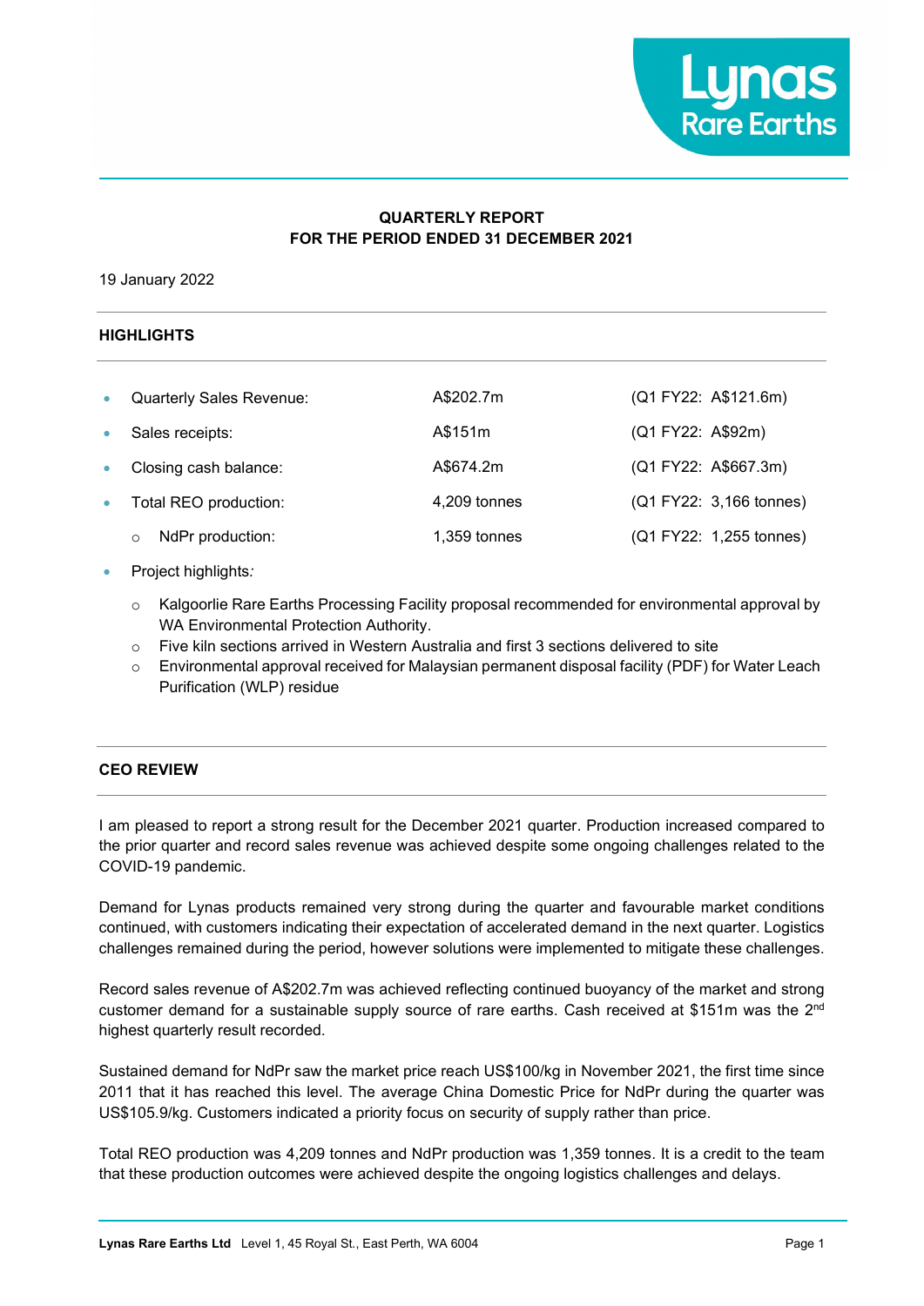# QUARTERLY REPORT
# FOR THE PERIOD ENDED 31 DECEMBER 2021

19 January 2022

## HIGHLIGHTS

| | | |
|---|---|---|
| Quarterly Sales Revenue: | A$202.7m | (Q1 FY22: A$121.6m) |
| Sales receipts: | A$151m | (Q1 FY22: A$92m) |
| Closing cash balance: | A$674.2m | (Q1 FY22: A$667.3m) |
| Total REO production: | 4,209 tonnes | (Q1 FY22: 3,166 tonnes) |
| ○ NdPr production: | 1,359 tonnes | (Q1 FY22: 1,255 tonnes) |

- Project highlights*:*
  - Kalgoorlie Rare Earths Processing Facility proposal recommended for environmental approval by WA Environmental Protection Authority.
  - Five kiln sections arrived in Western Australia and first 3 sections delivered to site
  - Environmental approval received for Malaysian permanent disposal facility (PDF) for Water Leach Purification (WLP) residue

## CEO REVIEW

I am pleased to report a strong result for the December 2021 quarter. Production increased compared to the prior quarter and record sales revenue was achieved despite some ongoing challenges related to the COVID-19 pandemic.

Demand for Lynas products remained very strong during the quarter and favourable market conditions continued, with customers indicating their expectation of accelerated demand in the next quarter. Logistics challenges remained during the period, however solutions were implemented to mitigate these challenges.

Record sales revenue of A$202.7m was achieved reflecting continued buoyancy of the market and strong customer demand for a sustainable supply source of rare earths. Cash received at $151m was the 2nd highest quarterly result recorded.

Sustained demand for NdPr saw the market price reach US$100/kg in November 2021, the first time since 2011 that it has reached this level. The average China Domestic Price for NdPr during the quarter was US$105.9/kg. Customers indicated a priority focus on security of supply rather than price.

Total REO production was 4,209 tonnes and NdPr production was 1,359 tonnes. It is a credit to the team that these production outcomes were achieved despite the ongoing logistics challenges and delays.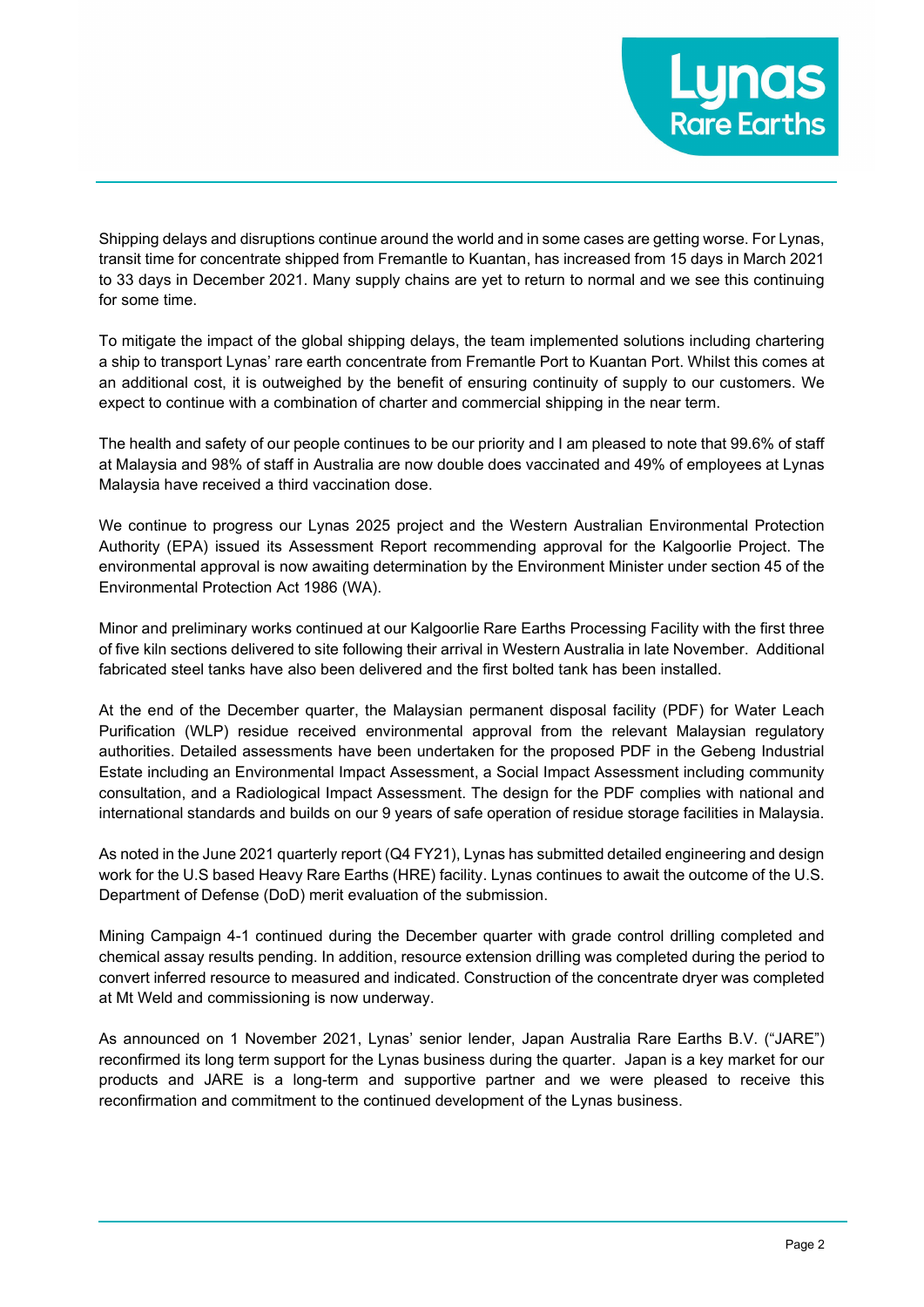Shipping delays and disruptions continue around the world and in some cases are getting worse. For Lynas, transit time for concentrate shipped from Fremantle to Kuantan, has increased from 15 days in March 2021 to 33 days in December 2021. Many supply chains are yet to return to normal and we see this continuing for some time.

To mitigate the impact of the global shipping delays, the team implemented solutions including chartering a ship to transport Lynas' rare earth concentrate from Fremantle Port to Kuantan Port. Whilst this comes at an additional cost, it is outweighed by the benefit of ensuring continuity of supply to our customers. We expect to continue with a combination of charter and commercial shipping in the near term.

The health and safety of our people continues to be our priority and I am pleased to note that 99.6% of staff at Malaysia and 98% of staff in Australia are now double does vaccinated and 49% of employees at Lynas Malaysia have received a third vaccination dose.

We continue to progress our Lynas 2025 project and the Western Australian Environmental Protection Authority (EPA) issued its Assessment Report recommending approval for the Kalgoorlie Project. The environmental approval is now awaiting determination by the Environment Minister under section 45 of the Environmental Protection Act 1986 (WA).

Minor and preliminary works continued at our Kalgoorlie Rare Earths Processing Facility with the first three of five kiln sections delivered to site following their arrival in Western Australia in late November. Additional fabricated steel tanks have also been delivered and the first bolted tank has been installed.

At the end of the December quarter, the Malaysian permanent disposal facility (PDF) for Water Leach Purification (WLP) residue received environmental approval from the relevant Malaysian regulatory authorities. Detailed assessments have been undertaken for the proposed PDF in the Gebeng Industrial Estate including an Environmental Impact Assessment, a Social Impact Assessment including community consultation, and a Radiological Impact Assessment. The design for the PDF complies with national and international standards and builds on our 9 years of safe operation of residue storage facilities in Malaysia.

As noted in the June 2021 quarterly report (Q4 FY21), Lynas has submitted detailed engineering and design work for the U.S based Heavy Rare Earths (HRE) facility. Lynas continues to await the outcome of the U.S. Department of Defense (DoD) merit evaluation of the submission.

Mining Campaign 4-1 continued during the December quarter with grade control drilling completed and chemical assay results pending. In addition, resource extension drilling was completed during the period to convert inferred resource to measured and indicated. Construction of the concentrate dryer was completed at Mt Weld and commissioning is now underway.

As announced on 1 November 2021, Lynas' senior lender, Japan Australia Rare Earths B.V. ("JARE") reconfirmed its long term support for the Lynas business during the quarter. Japan is a key market for our products and JARE is a long-term and supportive partner and we were pleased to receive this reconfirmation and commitment to the continued development of the Lynas business.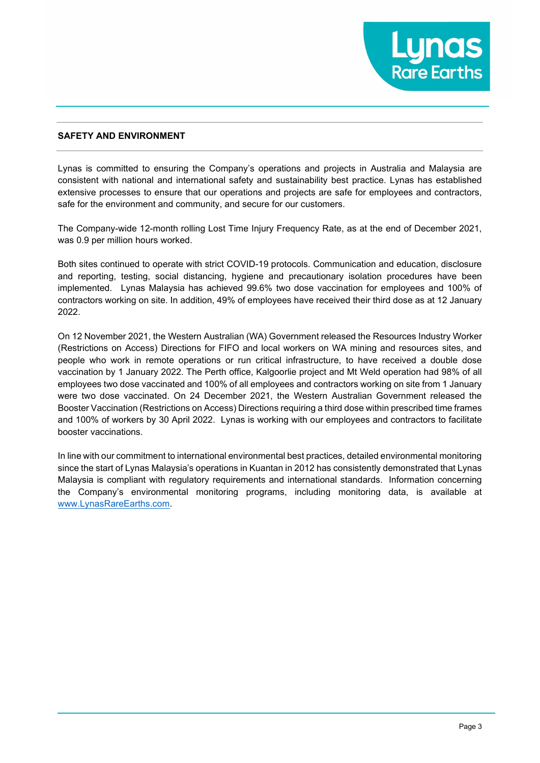## SAFETY AND ENVIRONMENT

Lynas is committed to ensuring the Company's operations and projects in Australia and Malaysia are consistent with national and international safety and sustainability best practice. Lynas has established extensive processes to ensure that our operations and projects are safe for employees and contractors, safe for the environment and community, and secure for our customers.

The Company-wide 12-month rolling Lost Time Injury Frequency Rate, as at the end of December 2021, was 0.9 per million hours worked.

Both sites continued to operate with strict COVID-19 protocols. Communication and education, disclosure and reporting, testing, social distancing, hygiene and precautionary isolation procedures have been implemented. Lynas Malaysia has achieved 99.6% two dose vaccination for employees and 100% of contractors working on site. In addition, 49% of employees have received their third dose as at 12 January 2022.

On 12 November 2021, the Western Australian (WA) Government released the Resources Industry Worker (Restrictions on Access) Directions for FIFO and local workers on WA mining and resources sites, and people who work in remote operations or run critical infrastructure, to have received a double dose vaccination by 1 January 2022. The Perth office, Kalgoorlie project and Mt Weld operation had 98% of all employees two dose vaccinated and 100% of all employees and contractors working on site from 1 January were two dose vaccinated. On 24 December 2021, the Western Australian Government released the Booster Vaccination (Restrictions on Access) Directions requiring a third dose within prescribed time frames and 100% of workers by 30 April 2022. Lynas is working with our employees and contractors to facilitate booster vaccinations.

In line with our commitment to international environmental best practices, detailed environmental monitoring since the start of Lynas Malaysia's operations in Kuantan in 2012 has consistently demonstrated that Lynas Malaysia is compliant with regulatory requirements and international standards. Information concerning the Company's environmental monitoring programs, including monitoring data, is available at [www.LynasRareEarths.com](http://www.LynasRareEarths.com).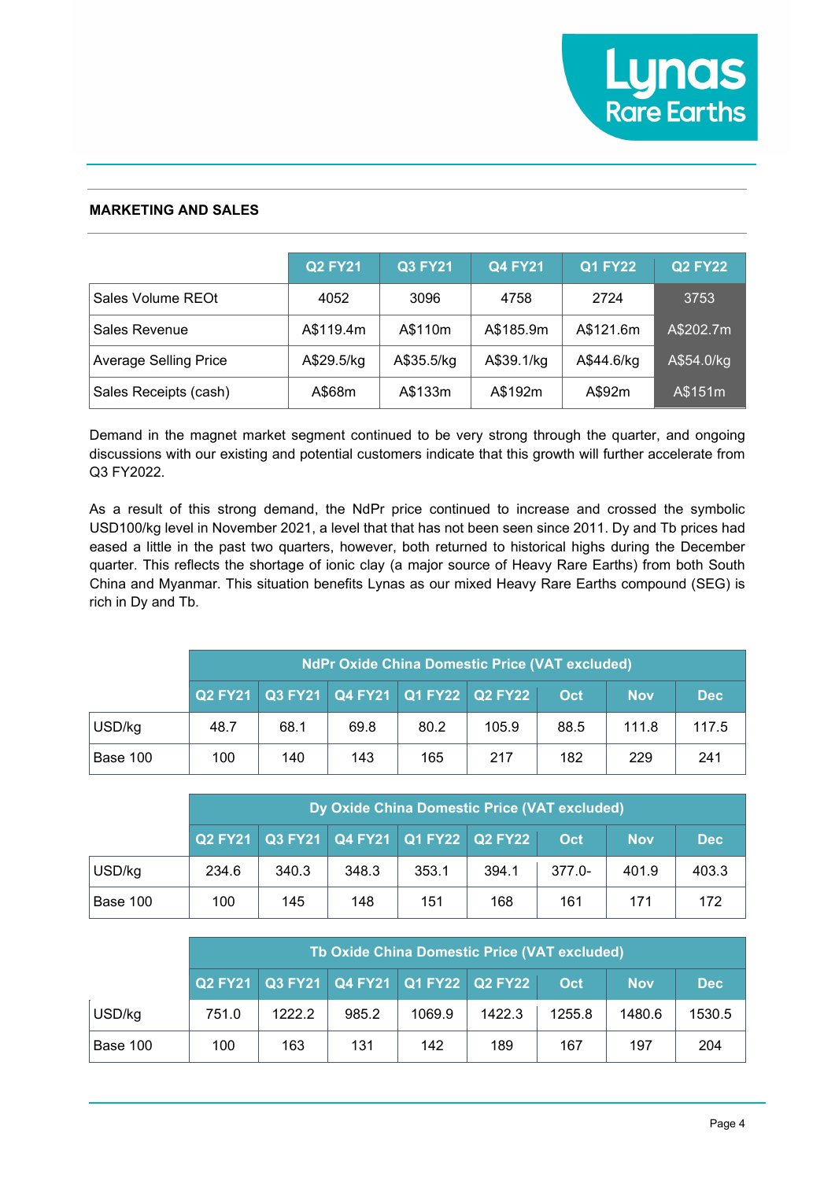## MARKETING AND SALES

| | Q2 FY21 | Q3 FY21 | Q4 FY21 | Q1 FY22 | Q2 FY22 |
|---|---|---|---|---|---|
| Sales Volume REOt | 4052 | 3096 | 4758 | 2724 | 3753 |
| Sales Revenue | A$119.4m | A$110m | A$185.9m | A$121.6m | A$202.7m |
| Average Selling Price | A$29.5/kg | A$35.5/kg | A$39.1/kg | A$44.6/kg | A$54.0/kg |
| Sales Receipts (cash) | A$68m | A$133m | A$192m | A$92m | A$151m |

Demand in the magnet market segment continued to be very strong through the quarter, and ongoing discussions with our existing and potential customers indicate that this growth will further accelerate from Q3 FY2022.

As a result of this strong demand, the NdPr price continued to increase and crossed the symbolic USD100/kg level in November 2021, a level that that has not been seen since 2011. Dy and Tb prices had eased a little in the past two quarters, however, both returned to historical highs during the December quarter. This reflects the shortage of ionic clay (a major source of Heavy Rare Earths) from both South China and Myanmar. This situation benefits Lynas as our mixed Heavy Rare Earths compound (SEG) is rich in Dy and Tb.

| | NdPr Oxide China Domestic Price (VAT excluded) | | | | | | | |
|---|---|---|---|---|---|---|---|---|
| | Q2 FY21 | Q3 FY21 | Q4 FY21 | Q1 FY22 | Q2 FY22 | Oct | Nov | Dec |
| USD/kg | 48.7 | 68.1 | 69.8 | 80.2 | 105.9 | 88.5 | 111.8 | 117.5 |
| Base 100 | 100 | 140 | 143 | 165 | 217 | 182 | 229 | 241 |

| | Dy Oxide China Domestic Price (VAT excluded) | | | | | | | |
|---|---|---|---|---|---|---|---|---|
| | Q2 FY21 | Q3 FY21 | Q4 FY21 | Q1 FY22 | Q2 FY22 | Oct | Nov | Dec |
| USD/kg | 234.6 | 340.3 | 348.3 | 353.1 | 394.1 | 377.0- | 401.9 | 403.3 |
| Base 100 | 100 | 145 | 148 | 151 | 168 | 161 | 171 | 172 |

| | Tb Oxide China Domestic Price (VAT excluded) | | | | | | | |
|---|---|---|---|---|---|---|---|---|
| | Q2 FY21 | Q3 FY21 | Q4 FY21 | Q1 FY22 | Q2 FY22 | Oct | Nov | Dec |
| USD/kg | 751.0 | 1222.2 | 985.2 | 1069.9 | 1422.3 | 1255.8 | 1480.6 | 1530.5 |
| Base 100 | 100 | 163 | 131 | 142 | 189 | 167 | 197 | 204 |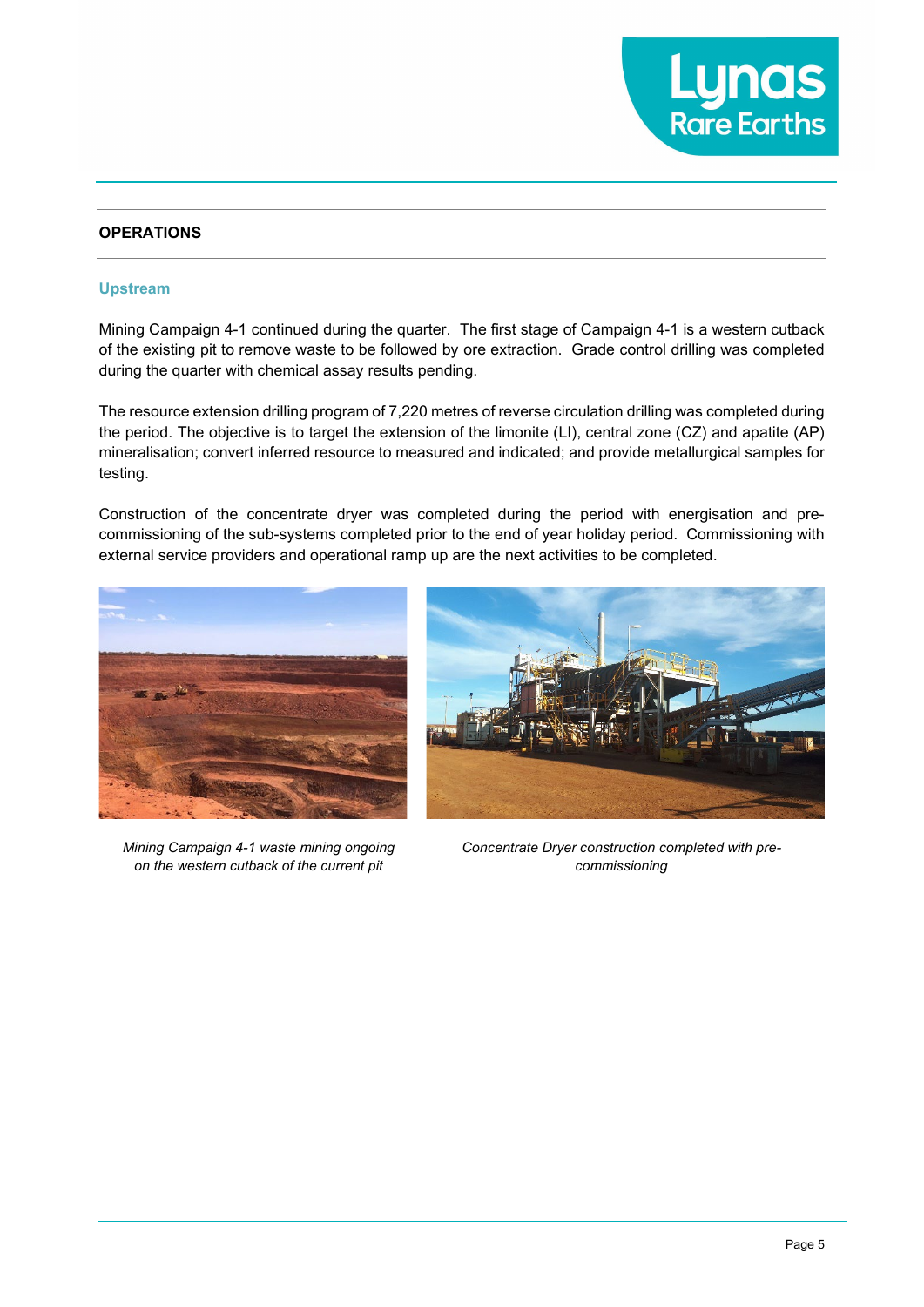## OPERATIONS

### Upstream

Mining Campaign 4-1 continued during the quarter. The first stage of Campaign 4-1 is a western cutback of the existing pit to remove waste to be followed by ore extraction. Grade control drilling was completed during the quarter with chemical assay results pending.

The resource extension drilling program of 7,220 metres of reverse circulation drilling was completed during the period. The objective is to target the extension of the limonite (LI), central zone (CZ) and apatite (AP) mineralisation; convert inferred resource to measured and indicated; and provide metallurgical samples for testing.

Construction of the concentrate dryer was completed during the period with energisation and pre-commissioning of the sub-systems completed prior to the end of year holiday period. Commissioning with external service providers and operational ramp up are the next activities to be completed.

*Mining Campaign 4-1 waste mining ongoing on the western cutback of the current pit*

*Concentrate Dryer construction completed with pre-commissioning*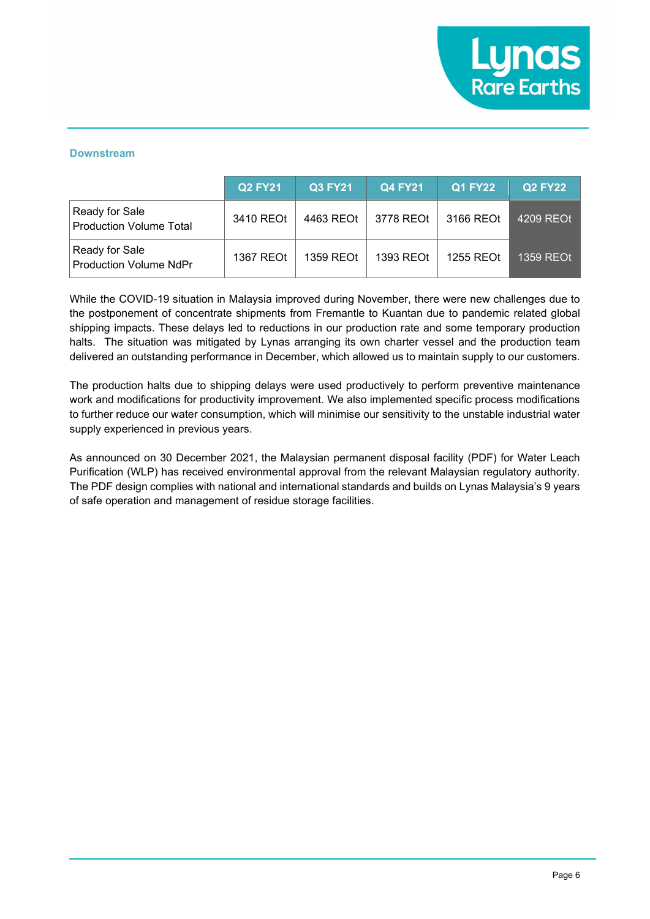## Downstream

| | Q2 FY21 | Q3 FY21 | Q4 FY21 | Q1 FY22 | Q2 FY22 |
|---|---|---|---|---|---|
| Ready for Sale Production Volume Total | 3410 REOt | 4463 REOt | 3778 REOt | 3166 REOt | 4209 REOt |
| Ready for Sale Production Volume NdPr | 1367 REOt | 1359 REOt | 1393 REOt | 1255 REOt | 1359 REOt |

While the COVID-19 situation in Malaysia improved during November, there were new challenges due to the postponement of concentrate shipments from Fremantle to Kuantan due to pandemic related global shipping impacts. These delays led to reductions in our production rate and some temporary production halts. The situation was mitigated by Lynas arranging its own charter vessel and the production team delivered an outstanding performance in December, which allowed us to maintain supply to our customers.

The production halts due to shipping delays were used productively to perform preventive maintenance work and modifications for productivity improvement. We also implemented specific process modifications to further reduce our water consumption, which will minimise our sensitivity to the unstable industrial water supply experienced in previous years.

As announced on 30 December 2021, the Malaysian permanent disposal facility (PDF) for Water Leach Purification (WLP) has received environmental approval from the relevant Malaysian regulatory authority. The PDF design complies with national and international standards and builds on Lynas Malaysia's 9 years of safe operation and management of residue storage facilities.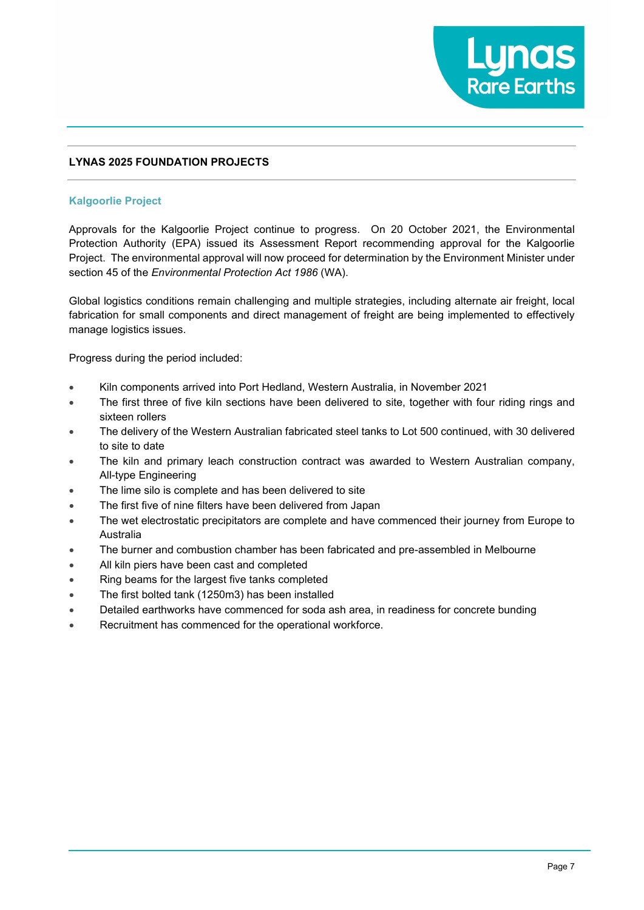## LYNAS 2025 FOUNDATION PROJECTS

### Kalgoorlie Project

Approvals for the Kalgoorlie Project continue to progress. On 20 October 2021, the Environmental Protection Authority (EPA) issued its Assessment Report recommending approval for the Kalgoorlie Project. The environmental approval will now proceed for determination by the Environment Minister under section 45 of the *Environmental Protection Act 1986* (WA).

Global logistics conditions remain challenging and multiple strategies, including alternate air freight, local fabrication for small components and direct management of freight are being implemented to effectively manage logistics issues.

Progress during the period included:

- Kiln components arrived into Port Hedland, Western Australia, in November 2021
- The first three of five kiln sections have been delivered to site, together with four riding rings and sixteen rollers
- The delivery of the Western Australian fabricated steel tanks to Lot 500 continued, with 30 delivered to site to date
- The kiln and primary leach construction contract was awarded to Western Australian company, All-type Engineering
- The lime silo is complete and has been delivered to site
- The first five of nine filters have been delivered from Japan
- The wet electrostatic precipitators are complete and have commenced their journey from Europe to Australia
- The burner and combustion chamber has been fabricated and pre-assembled in Melbourne
- All kiln piers have been cast and completed
- Ring beams for the largest five tanks completed
- The first bolted tank (1250m3) has been installed
- Detailed earthworks have commenced for soda ash area, in readiness for concrete bunding
- Recruitment has commenced for the operational workforce.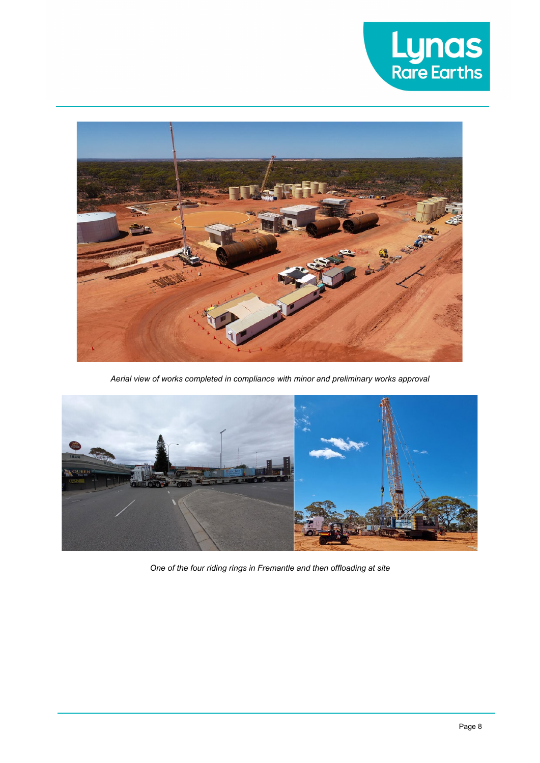*Aerial view of works completed in compliance with minor and preliminary works approval*

*One of the four riding rings in Fremantle and then offloading at site*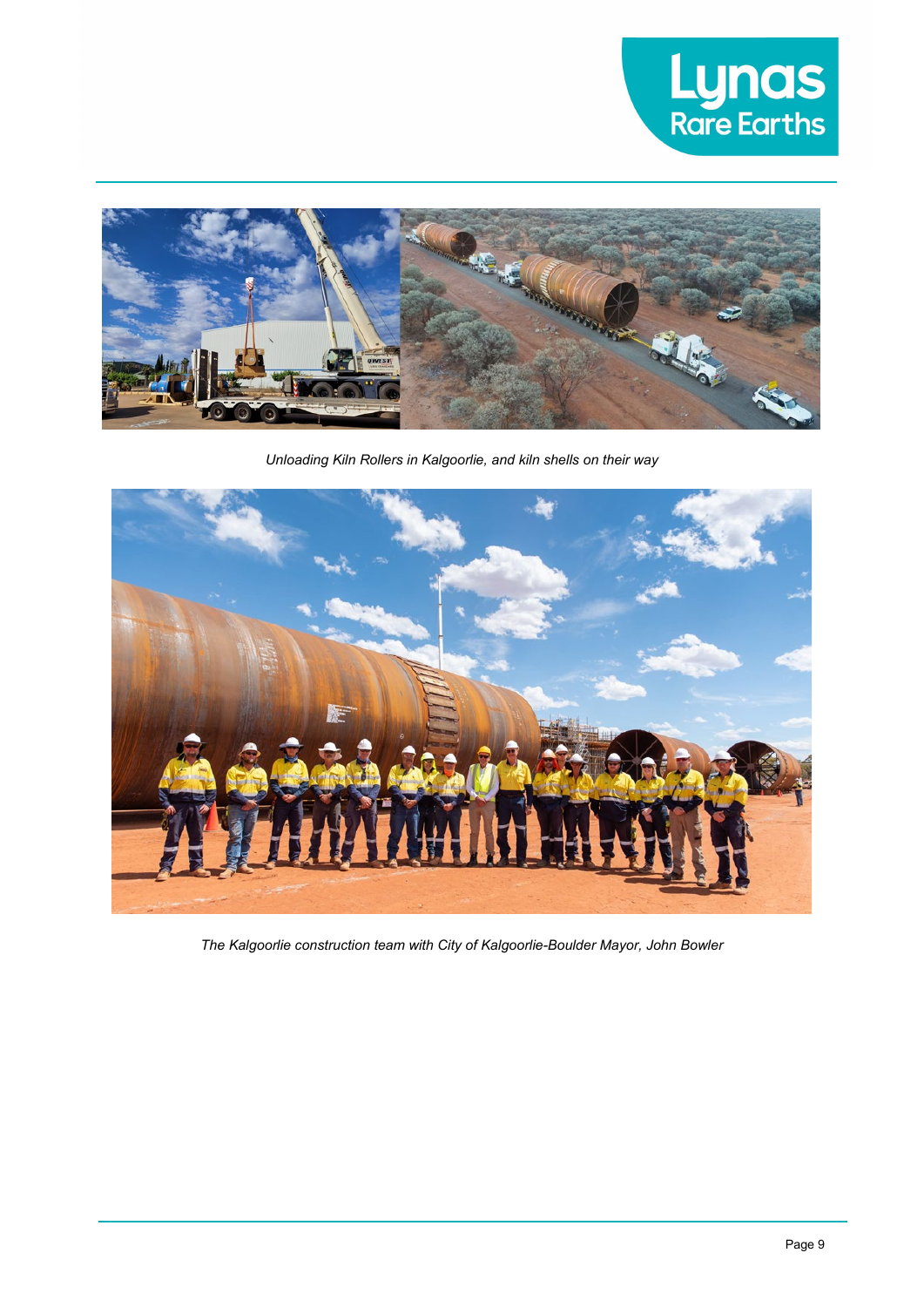*Unloading Kiln Rollers in Kalgoorlie, and kiln shells on their way*

*The Kalgoorlie construction team with City of Kalgoorlie-Boulder Mayor, John Bowler*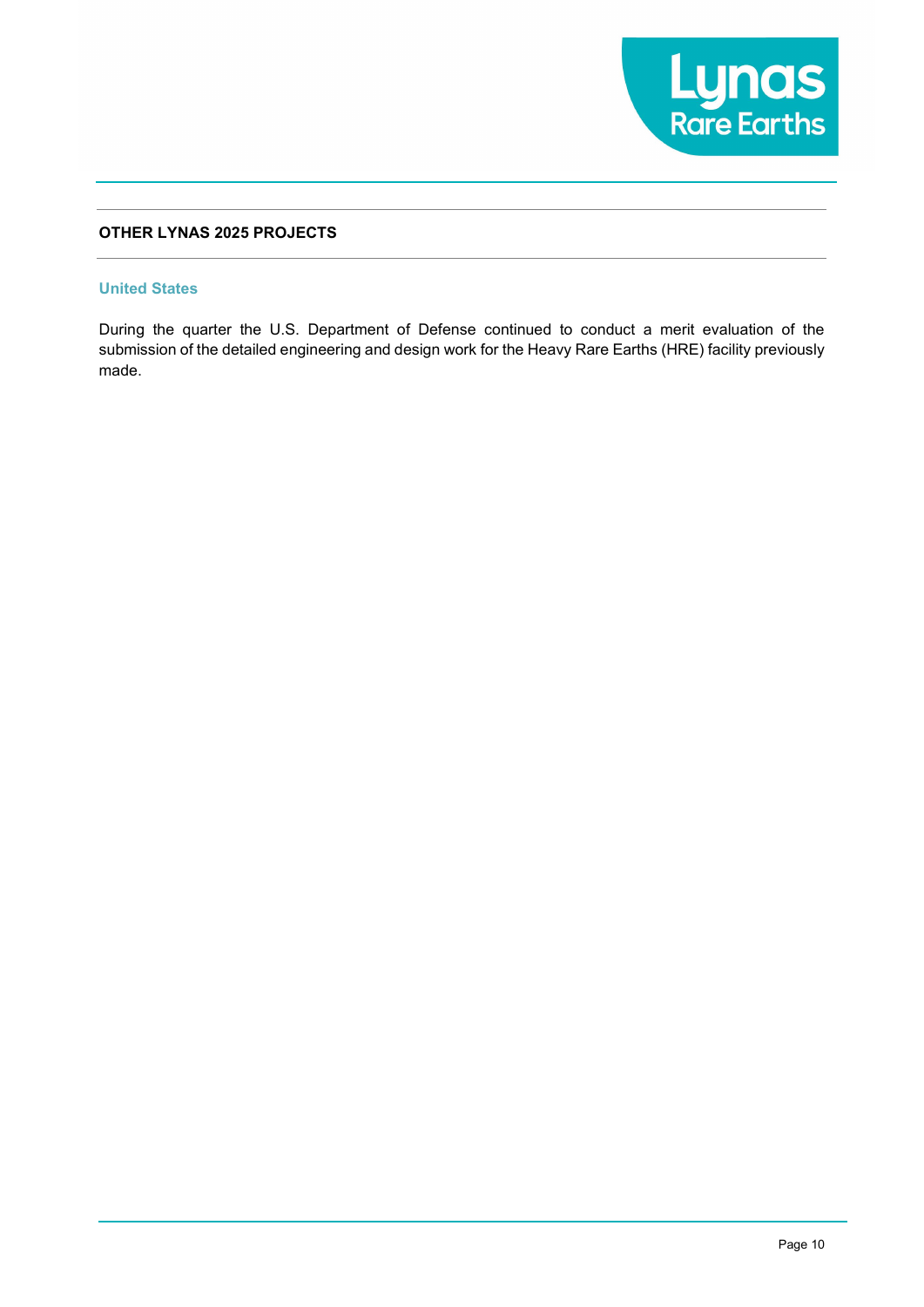## OTHER LYNAS 2025 PROJECTS

### United States

During the quarter the U.S. Department of Defense continued to conduct a merit evaluation of the submission of the detailed engineering and design work for the Heavy Rare Earths (HRE) facility previously made.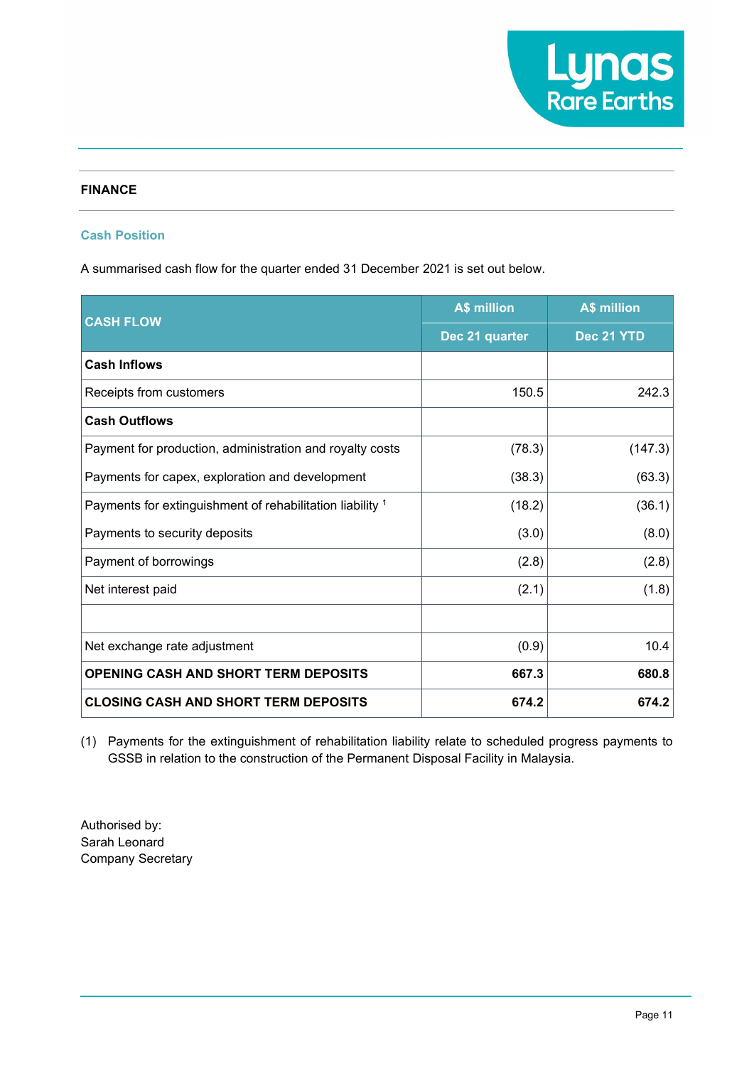## FINANCE

### Cash Position

A summarised cash flow for the quarter ended 31 December 2021 is set out below.

| CASH FLOW | A$ million | A$ million |
|---|---|---|
| | Dec 21 quarter | Dec 21 YTD |
| **Cash Inflows** | | |
| Receipts from customers | 150.5 | 242.3 |
| **Cash Outflows** | | |
| Payment for production, administration and royalty costs | (78.3) | (147.3) |
| Payments for capex, exploration and development | (38.3) | (63.3) |
| Payments for extinguishment of rehabilitation liability [1] | (18.2) | (36.1) |
| Payments to security deposits | (3.0) | (8.0) |
| Payment of borrowings | (2.8) | (2.8) |
| Net interest paid | (2.1) | (1.8) |
| | | |
| Net exchange rate adjustment | (0.9) | 10.4 |
| **OPENING CASH AND SHORT TERM DEPOSITS** | **667.3** | **680.8** |
| **CLOSING CASH AND SHORT TERM DEPOSITS** | **674.2** | **674.2** |

(1) Payments for the extinguishment of rehabilitation liability relate to scheduled progress payments to GSSB in relation to the construction of the Permanent Disposal Facility in Malaysia.

Authorised by:
Sarah Leonard
Company Secretary